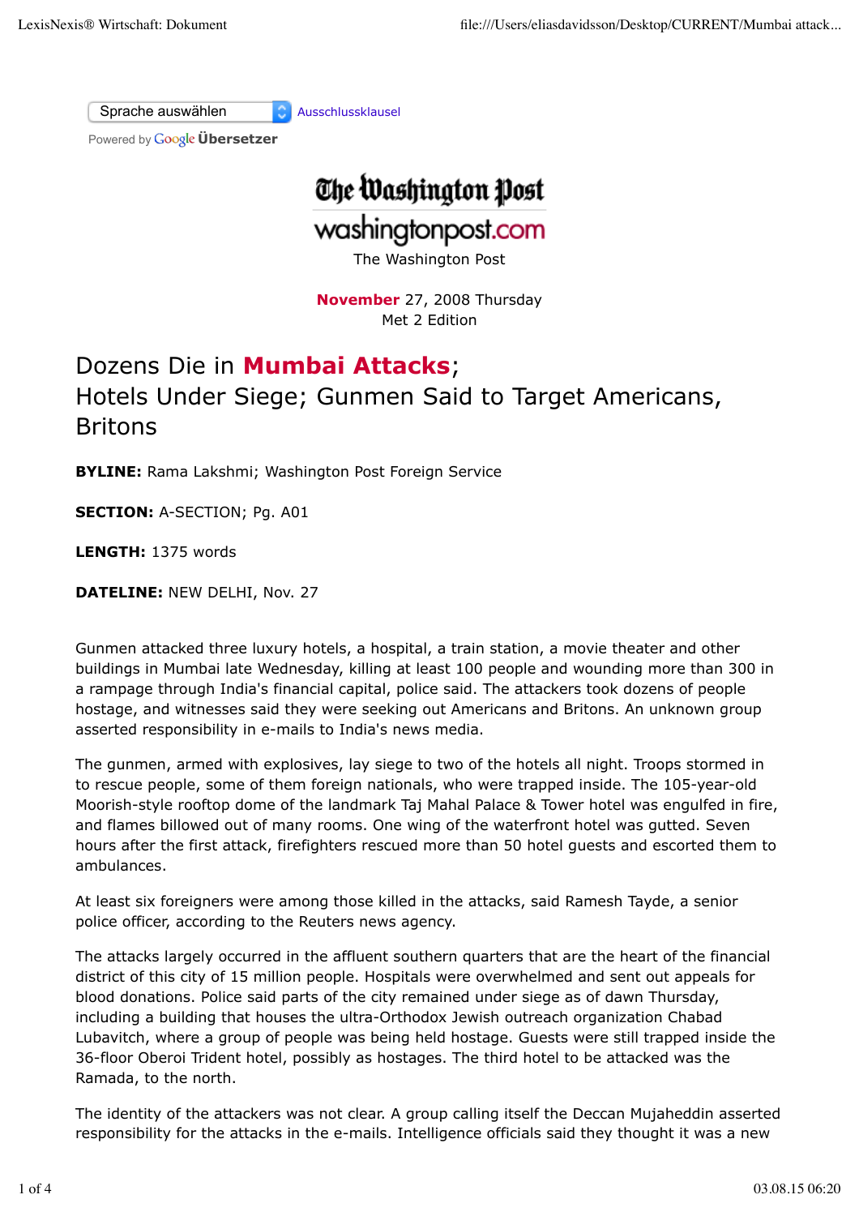Sprache auswählen Ausschlussklausel

Powered by Google Übersetzer

The Washington Post
washingtonpost.com
The Washington Post

**November** 27, 2008 Thursday
Met 2 Edition

# Dozens Die in **Mumbai Attacks**; Hotels Under Siege; Gunmen Said to Target Americans, Britons

**BYLINE:** Rama Lakshmi; Washington Post Foreign Service

**SECTION:** A-SECTION; Pg. A01

**LENGTH:** 1375 words

**DATELINE:** NEW DELHI, Nov. 27

Gunmen attacked three luxury hotels, a hospital, a train station, a movie theater and other buildings in Mumbai late Wednesday, killing at least 100 people and wounding more than 300 in a rampage through India's financial capital, police said. The attackers took dozens of people hostage, and witnesses said they were seeking out Americans and Britons. An unknown group asserted responsibility in e-mails to India's news media.

The gunmen, armed with explosives, lay siege to two of the hotels all night. Troops stormed in to rescue people, some of them foreign nationals, who were trapped inside. The 105-year-old Moorish-style rooftop dome of the landmark Taj Mahal Palace & Tower hotel was engulfed in fire, and flames billowed out of many rooms. One wing of the waterfront hotel was gutted. Seven hours after the first attack, firefighters rescued more than 50 hotel guests and escorted them to ambulances.

At least six foreigners were among those killed in the attacks, said Ramesh Tayde, a senior police officer, according to the Reuters news agency.

The attacks largely occurred in the affluent southern quarters that are the heart of the financial district of this city of 15 million people. Hospitals were overwhelmed and sent out appeals for blood donations. Police said parts of the city remained under siege as of dawn Thursday, including a building that houses the ultra-Orthodox Jewish outreach organization Chabad Lubavitch, where a group of people was being held hostage. Guests were still trapped inside the 36-floor Oberoi Trident hotel, possibly as hostages. The third hotel to be attacked was the Ramada, to the north.

The identity of the attackers was not clear. A group calling itself the Deccan Mujaheddin asserted responsibility for the attacks in the e-mails. Intelligence officials said they thought it was a new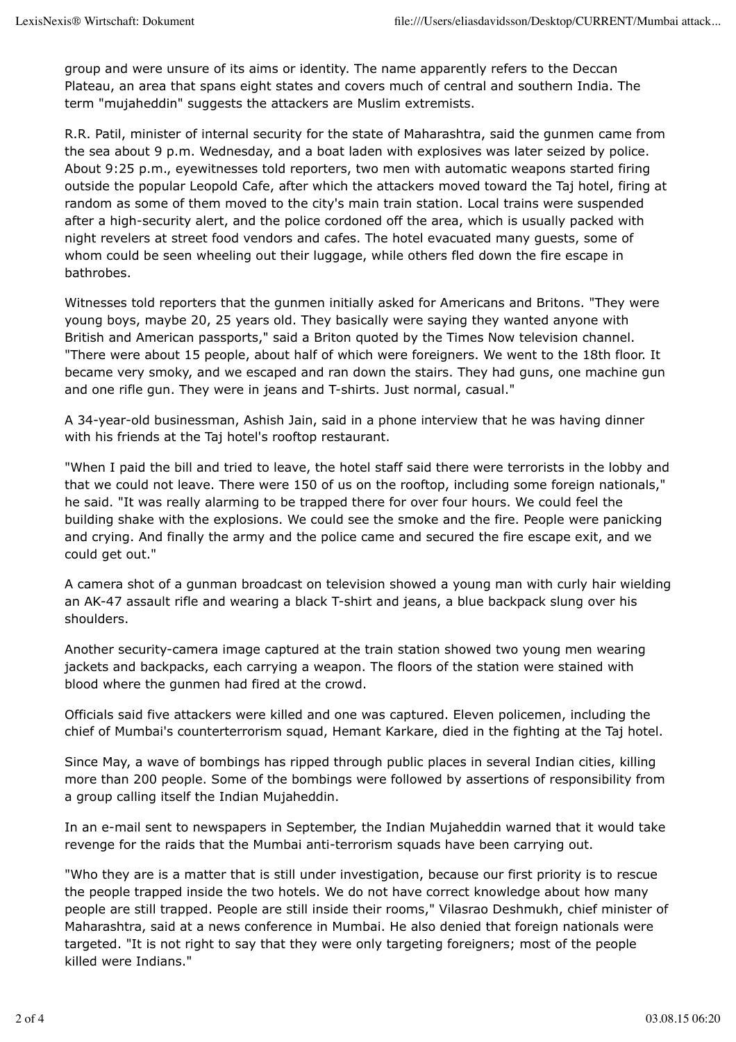group and were unsure of its aims or identity. The name apparently refers to the Deccan Plateau, an area that spans eight states and covers much of central and southern India. The term "mujaheddin" suggests the attackers are Muslim extremists.

R.R. Patil, minister of internal security for the state of Maharashtra, said the gunmen came from the sea about 9 p.m. Wednesday, and a boat laden with explosives was later seized by police. About 9:25 p.m., eyewitnesses told reporters, two men with automatic weapons started firing outside the popular Leopold Cafe, after which the attackers moved toward the Taj hotel, firing at random as some of them moved to the city's main train station. Local trains were suspended after a high-security alert, and the police cordoned off the area, which is usually packed with night revelers at street food vendors and cafes. The hotel evacuated many guests, some of whom could be seen wheeling out their luggage, while others fled down the fire escape in bathrobes.

Witnesses told reporters that the gunmen initially asked for Americans and Britons. "They were young boys, maybe 20, 25 years old. They basically were saying they wanted anyone with British and American passports," said a Briton quoted by the Times Now television channel. "There were about 15 people, about half of which were foreigners. We went to the 18th floor. It became very smoky, and we escaped and ran down the stairs. They had guns, one machine gun and one rifle gun. They were in jeans and T-shirts. Just normal, casual."

A 34-year-old businessman, Ashish Jain, said in a phone interview that he was having dinner with his friends at the Taj hotel's rooftop restaurant.

"When I paid the bill and tried to leave, the hotel staff said there were terrorists in the lobby and that we could not leave. There were 150 of us on the rooftop, including some foreign nationals," he said. "It was really alarming to be trapped there for over four hours. We could feel the building shake with the explosions. We could see the smoke and the fire. People were panicking and crying. And finally the army and the police came and secured the fire escape exit, and we could get out."

A camera shot of a gunman broadcast on television showed a young man with curly hair wielding an AK-47 assault rifle and wearing a black T-shirt and jeans, a blue backpack slung over his shoulders.

Another security-camera image captured at the train station showed two young men wearing jackets and backpacks, each carrying a weapon. The floors of the station were stained with blood where the gunmen had fired at the crowd.

Officials said five attackers were killed and one was captured. Eleven policemen, including the chief of Mumbai's counterterrorism squad, Hemant Karkare, died in the fighting at the Taj hotel.

Since May, a wave of bombings has ripped through public places in several Indian cities, killing more than 200 people. Some of the bombings were followed by assertions of responsibility from a group calling itself the Indian Mujaheddin.

In an e-mail sent to newspapers in September, the Indian Mujaheddin warned that it would take revenge for the raids that the Mumbai anti-terrorism squads have been carrying out.

"Who they are is a matter that is still under investigation, because our first priority is to rescue the people trapped inside the two hotels. We do not have correct knowledge about how many people are still trapped. People are still inside their rooms," Vilasrao Deshmukh, chief minister of Maharashtra, said at a news conference in Mumbai. He also denied that foreign nationals were targeted. "It is not right to say that they were only targeting foreigners; most of the people killed were Indians."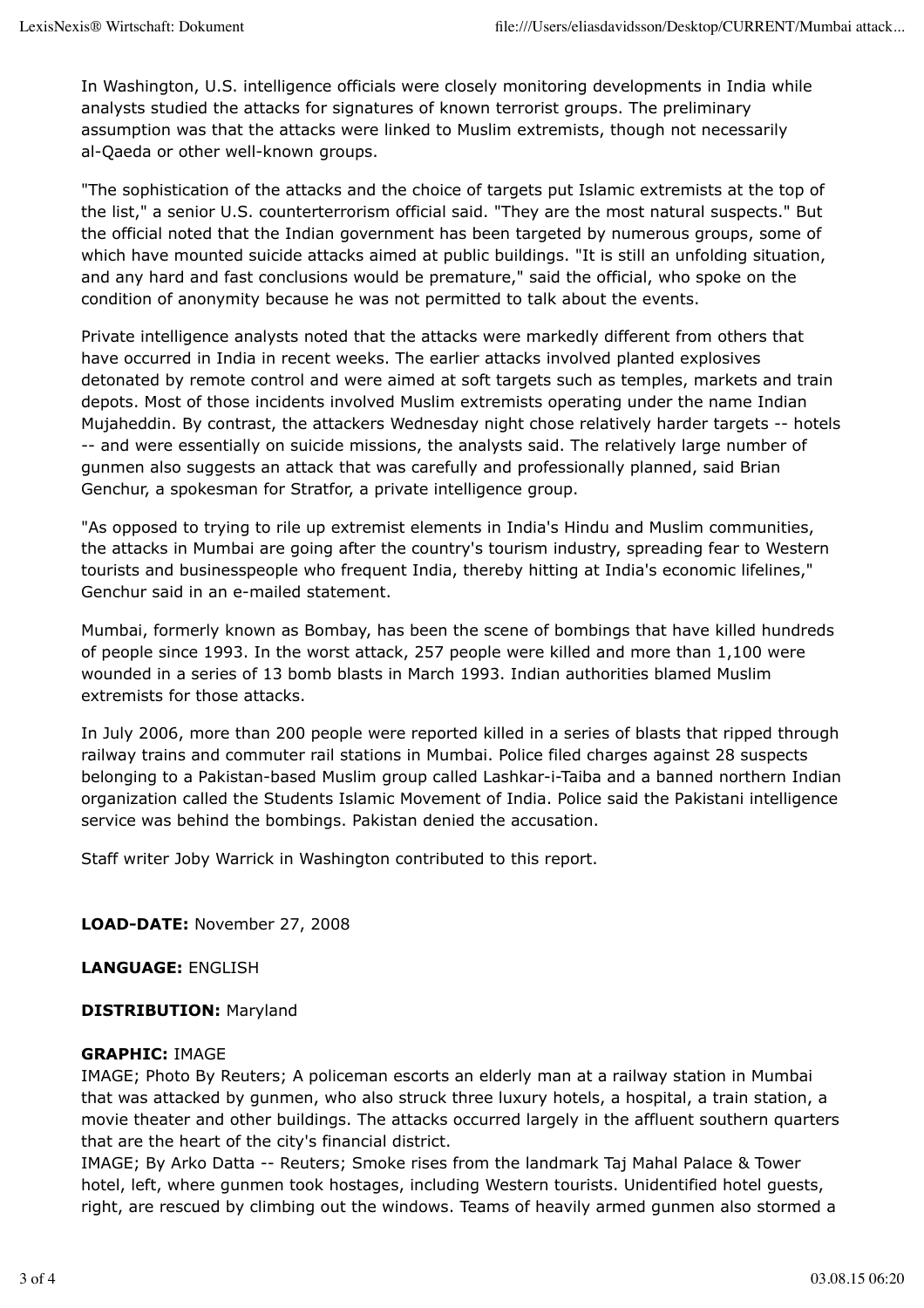In Washington, U.S. intelligence officials were closely monitoring developments in India while analysts studied the attacks for signatures of known terrorist groups. The preliminary assumption was that the attacks were linked to Muslim extremists, though not necessarily al-Qaeda or other well-known groups.

"The sophistication of the attacks and the choice of targets put Islamic extremists at the top of the list," a senior U.S. counterterrorism official said. "They are the most natural suspects." But the official noted that the Indian government has been targeted by numerous groups, some of which have mounted suicide attacks aimed at public buildings. "It is still an unfolding situation, and any hard and fast conclusions would be premature," said the official, who spoke on the condition of anonymity because he was not permitted to talk about the events.

Private intelligence analysts noted that the attacks were markedly different from others that have occurred in India in recent weeks. The earlier attacks involved planted explosives detonated by remote control and were aimed at soft targets such as temples, markets and train depots. Most of those incidents involved Muslim extremists operating under the name Indian Mujaheddin. By contrast, the attackers Wednesday night chose relatively harder targets -- hotels -- and were essentially on suicide missions, the analysts said. The relatively large number of gunmen also suggests an attack that was carefully and professionally planned, said Brian Genchur, a spokesman for Stratfor, a private intelligence group.

"As opposed to trying to rile up extremist elements in India's Hindu and Muslim communities, the attacks in Mumbai are going after the country's tourism industry, spreading fear to Western tourists and businesspeople who frequent India, thereby hitting at India's economic lifelines," Genchur said in an e-mailed statement.

Mumbai, formerly known as Bombay, has been the scene of bombings that have killed hundreds of people since 1993. In the worst attack, 257 people were killed and more than 1,100 were wounded in a series of 13 bomb blasts in March 1993. Indian authorities blamed Muslim extremists for those attacks.

In July 2006, more than 200 people were reported killed in a series of blasts that ripped through railway trains and commuter rail stations in Mumbai. Police filed charges against 28 suspects belonging to a Pakistan-based Muslim group called Lashkar-i-Taiba and a banned northern Indian organization called the Students Islamic Movement of India. Police said the Pakistani intelligence service was behind the bombings. Pakistan denied the accusation.

Staff writer Joby Warrick in Washington contributed to this report.

**LOAD-DATE:** November 27, 2008

**LANGUAGE:** ENGLISH

**DISTRIBUTION:** Maryland

**GRAPHIC:** IMAGE
IMAGE; Photo By Reuters; A policeman escorts an elderly man at a railway station in Mumbai that was attacked by gunmen, who also struck three luxury hotels, a hospital, a train station, a movie theater and other buildings. The attacks occurred largely in the affluent southern quarters that are the heart of the city's financial district.
IMAGE; By Arko Datta -- Reuters; Smoke rises from the landmark Taj Mahal Palace & Tower hotel, left, where gunmen took hostages, including Western tourists. Unidentified hotel guests, right, are rescued by climbing out the windows. Teams of heavily armed gunmen also stormed a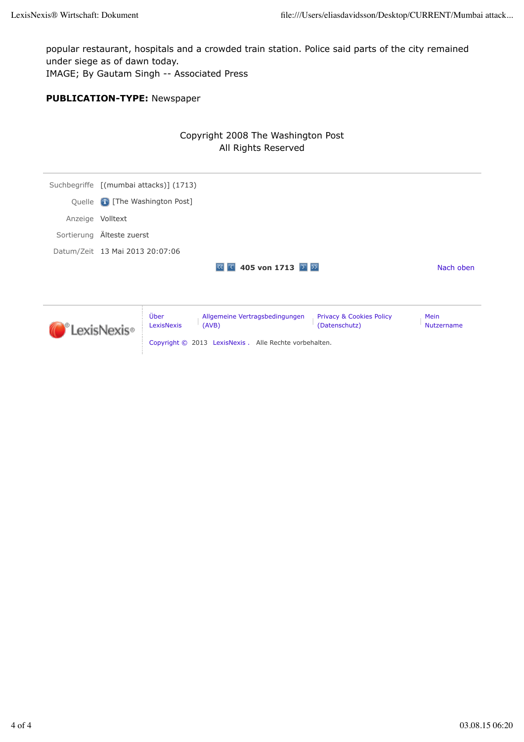popular restaurant, hospitals and a crowded train station. Police said parts of the city remained under siege as of dawn today.
IMAGE; By Gautam Singh -- Associated Press

**PUBLICATION-TYPE:** Newspaper

Copyright 2008 The Washington Post
All Rights Reserved

| | |
|---|---|
| Suchbegriffe | [(mumbai attacks)] (1713) |
| Quelle | [The Washington Post] |
| Anzeige | Volltext |
| Sortierung | Älteste zuerst |
| Datum/Zeit | 13 Mai 2013 20:07:06 |

405 von 1713

Nach oben

Über LexisNexis | Allgemeine Vertragsbedingungen (AVB) | Privacy & Cookies Policy (Datenschutz) | Mein Nutzername

Copyright © 2013 LexisNexis . Alle Rechte vorbehalten.